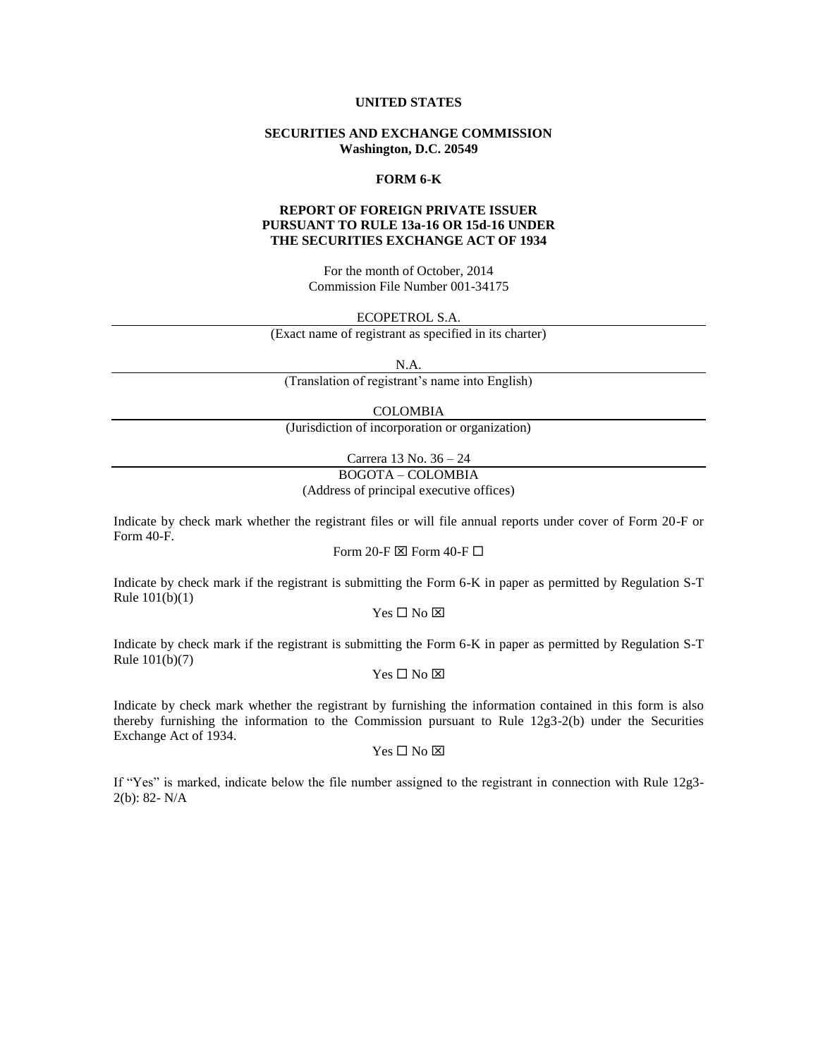**UNITED STATES**

**SECURITIES AND EXCHANGE COMMISSION**
**Washington, D.C. 20549**

**FORM 6-K**

**REPORT OF FOREIGN PRIVATE ISSUER**
**PURSUANT TO RULE 13a-16 OR 15d-16 UNDER**
**THE SECURITIES EXCHANGE ACT OF 1934**

For the month of October, 2014
Commission File Number 001-34175

ECOPETROL S.A.

(Exact name of registrant as specified in its charter)

N.A.

(Translation of registrant's name into English)

COLOMBIA

(Jurisdiction of incorporation or organization)

Carrera 13 No. 36 – 24

BOGOTA – COLOMBIA
(Address of principal executive offices)

Indicate by check mark whether the registrant files or will file annual reports under cover of Form 20-F or Form 40-F.

Form 20-F ☒ Form 40-F ☐

Indicate by check mark if the registrant is submitting the Form 6-K in paper as permitted by Regulation S-T Rule 101(b)(1)

Yes ☐ No ☒

Indicate by check mark if the registrant is submitting the Form 6-K in paper as permitted by Regulation S-T Rule 101(b)(7)

Yes ☐ No ☒

Indicate by check mark whether the registrant by furnishing the information contained in this form is also thereby furnishing the information to the Commission pursuant to Rule 12g3-2(b) under the Securities Exchange Act of 1934.

Yes ☐ No ☒

If "Yes" is marked, indicate below the file number assigned to the registrant in connection with Rule 12g3-2(b): 82- N/A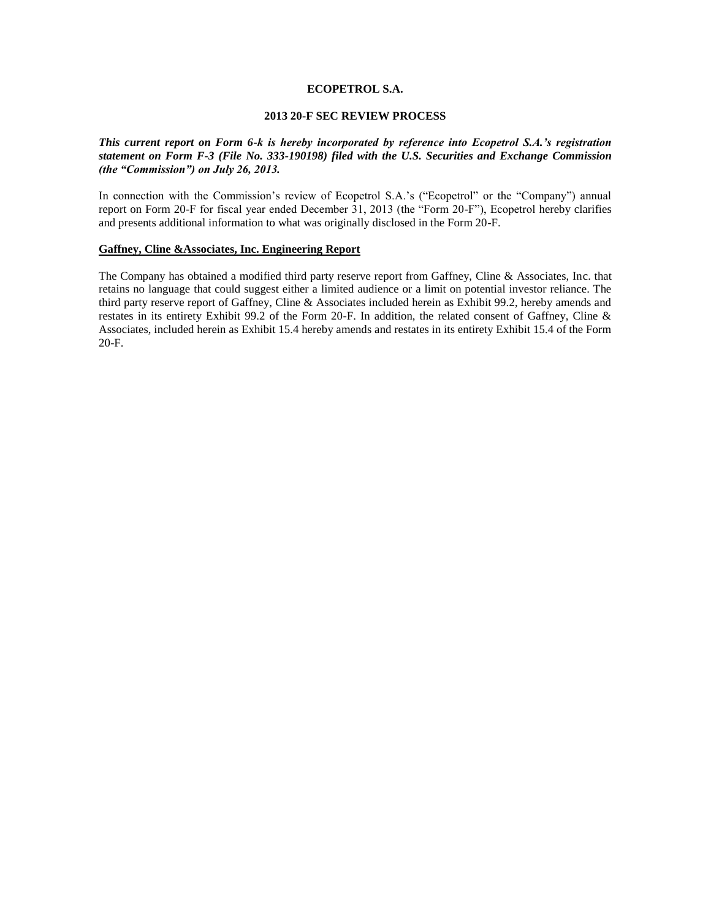**ECOPETROL S.A.**

**2013 20-F SEC REVIEW PROCESS**

***This current report on Form 6-k is hereby incorporated by reference into Ecopetrol S.A.'s registration statement on Form F-3 (File No. 333-190198) filed with the U.S. Securities and Exchange Commission (the "Commission") on July 26, 2013.***

In connection with the Commission's review of Ecopetrol S.A.'s ("Ecopetrol" or the "Company") annual report on Form 20-F for fiscal year ended December 31, 2013 (the "Form 20-F"), Ecopetrol hereby clarifies and presents additional information to what was originally disclosed in the Form 20-F.

**Gaffney, Cline &Associates, Inc. Engineering Report**

The Company has obtained a modified third party reserve report from Gaffney, Cline & Associates, Inc. that retains no language that could suggest either a limited audience or a limit on potential investor reliance. The third party reserve report of Gaffney, Cline & Associates included herein as Exhibit 99.2, hereby amends and restates in its entirety Exhibit 99.2 of the Form 20-F. In addition, the related consent of Gaffney, Cline & Associates, included herein as Exhibit 15.4 hereby amends and restates in its entirety Exhibit 15.4 of the Form 20-F.